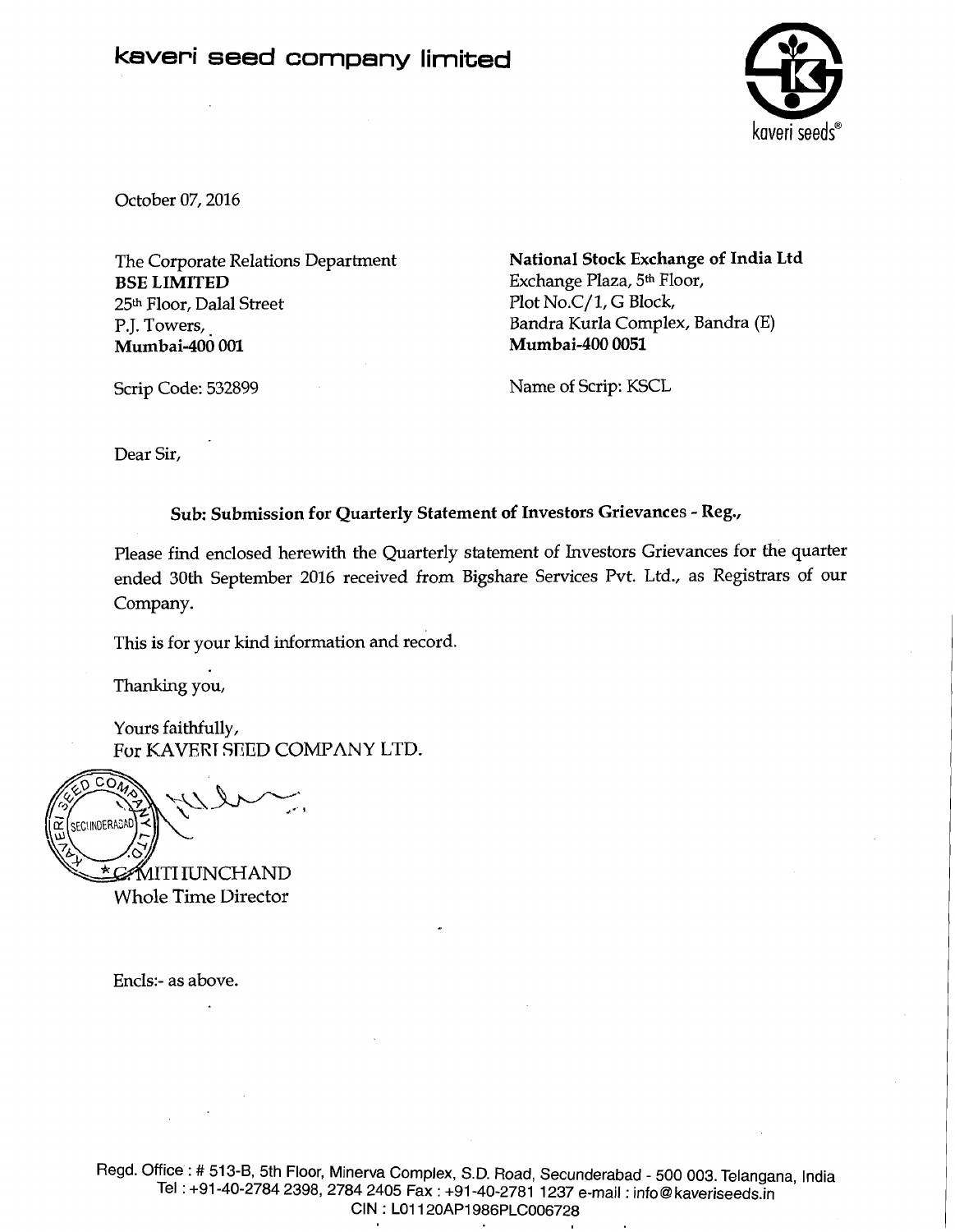# kaveri seed company limited

October 07, 2016

The Corporate Relations Department
**BSE LIMITED**
25th Floor, Dalal Street
P.J. Towers,
**Mumbai-400 001**

Scrip Code: 532899

**National Stock Exchange of India Ltd**
Exchange Plaza, 5th Floor,
Plot No.C/1, G Block,
Bandra Kurla Complex, Bandra (E)
**Mumbai-400 0051**

Name of Scrip: KSCL

Dear Sir,

**Sub: Submission for Quarterly Statement of Investors Grievances - Reg.,**

Please find enclosed herewith the Quarterly statement of Investors Grievances for the quarter ended 30th September 2016 received from Bigshare Services Pvt. Ltd., as Registrars of our Company.

This is for your kind information and record.

Thanking you,

Yours faithfully,
For KAVERI SEED COMPANY LTD.

G. MITHUNCHAND
Whole Time Director

Encls:- as above.

Regd. Office : # 513-B, 5th Floor, Minerva Complex, S.D. Road, Secunderabad - 500 003. Telangana, India
Tel : +91-40-2784 2398, 2784 2405 Fax : +91-40-2781 1237 e-mail : info@kaveriseeds.in
CIN : L01120AP1986PLC006728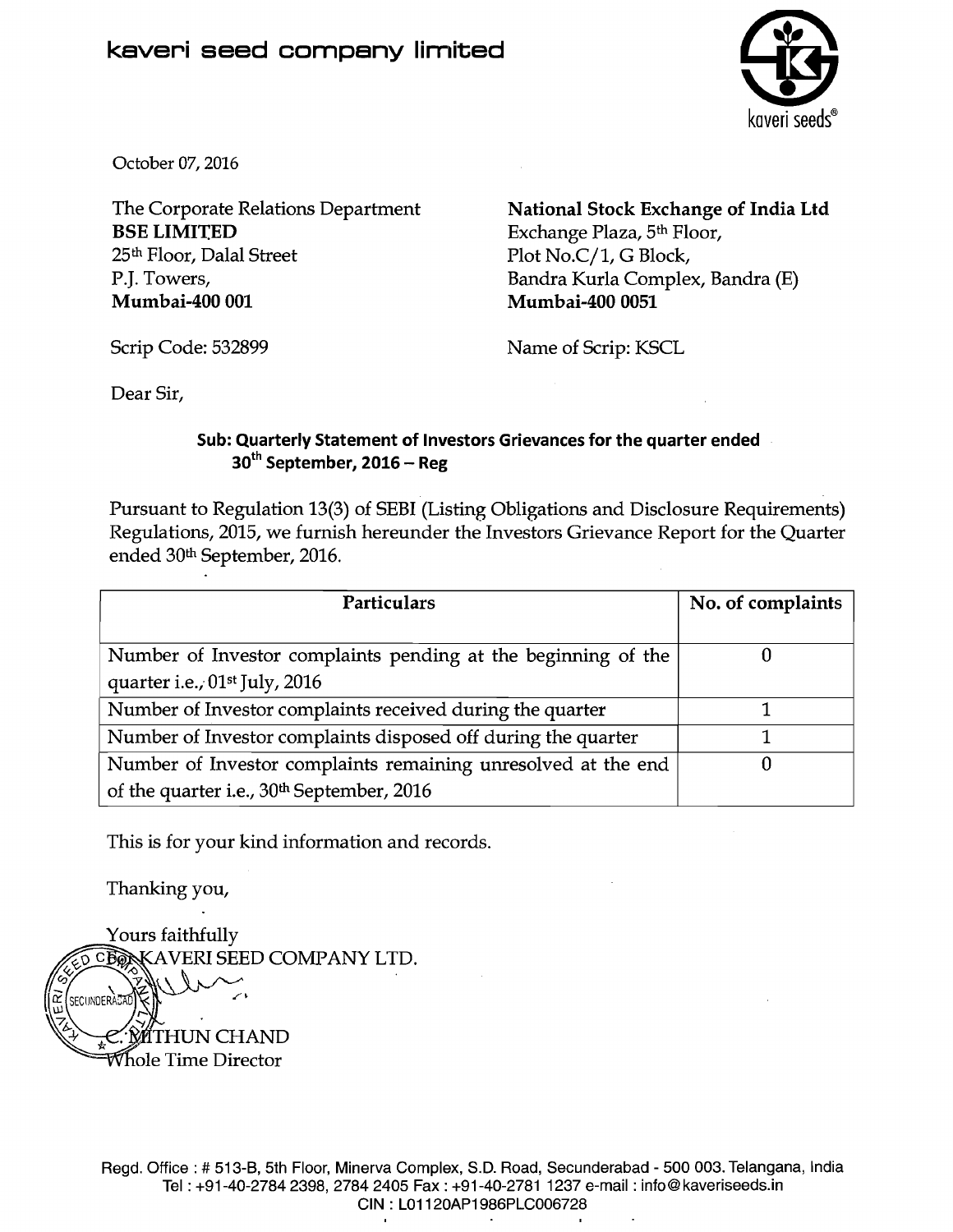# kaveri seed company limited

October 07, 2016

The Corporate Relations Department
**BSE LIMITED**
25th Floor, Dalal Street
P.J. Towers,
**Mumbai-400 001**

**National Stock Exchange of India Ltd**
Exchange Plaza, 5th Floor,
Plot No.C/1, G Block,
Bandra Kurla Complex, Bandra (E)
**Mumbai-400 0051**

Scrip Code: 532899

Name of Scrip: KSCL

Dear Sir,

**Sub: Quarterly Statement of Investors Grievances for the quarter ended 30th September, 2016 – Reg**

Pursuant to Regulation 13(3) of SEBI (Listing Obligations and Disclosure Requirements) Regulations, 2015, we furnish hereunder the Investors Grievance Report for the Quarter ended 30th September, 2016.

| Particulars | No. of complaints |
|---|---|
| Number of Investor complaints pending at the beginning of the quarter i.e., 01st July, 2016 | 0 |
| Number of Investor complaints received during the quarter | 1 |
| Number of Investor complaints disposed off during the quarter | 1 |
| Number of Investor complaints remaining unresolved at the end of the quarter i.e., 30th September, 2016 | 0 |

This is for your kind information and records.

Thanking you,

Yours faithfully
For KAVERI SEED COMPANY LTD.

C. MITHUN CHAND
Whole Time Director

Regd. Office : # 513-B, 5th Floor, Minerva Complex, S.D. Road, Secunderabad - 500 003. Telangana, India
Tel : +91-40-2784 2398, 2784 2405 Fax : +91-40-2781 1237 e-mail : info@kaveriseeds.in
CIN : L01120AP1986PLC006728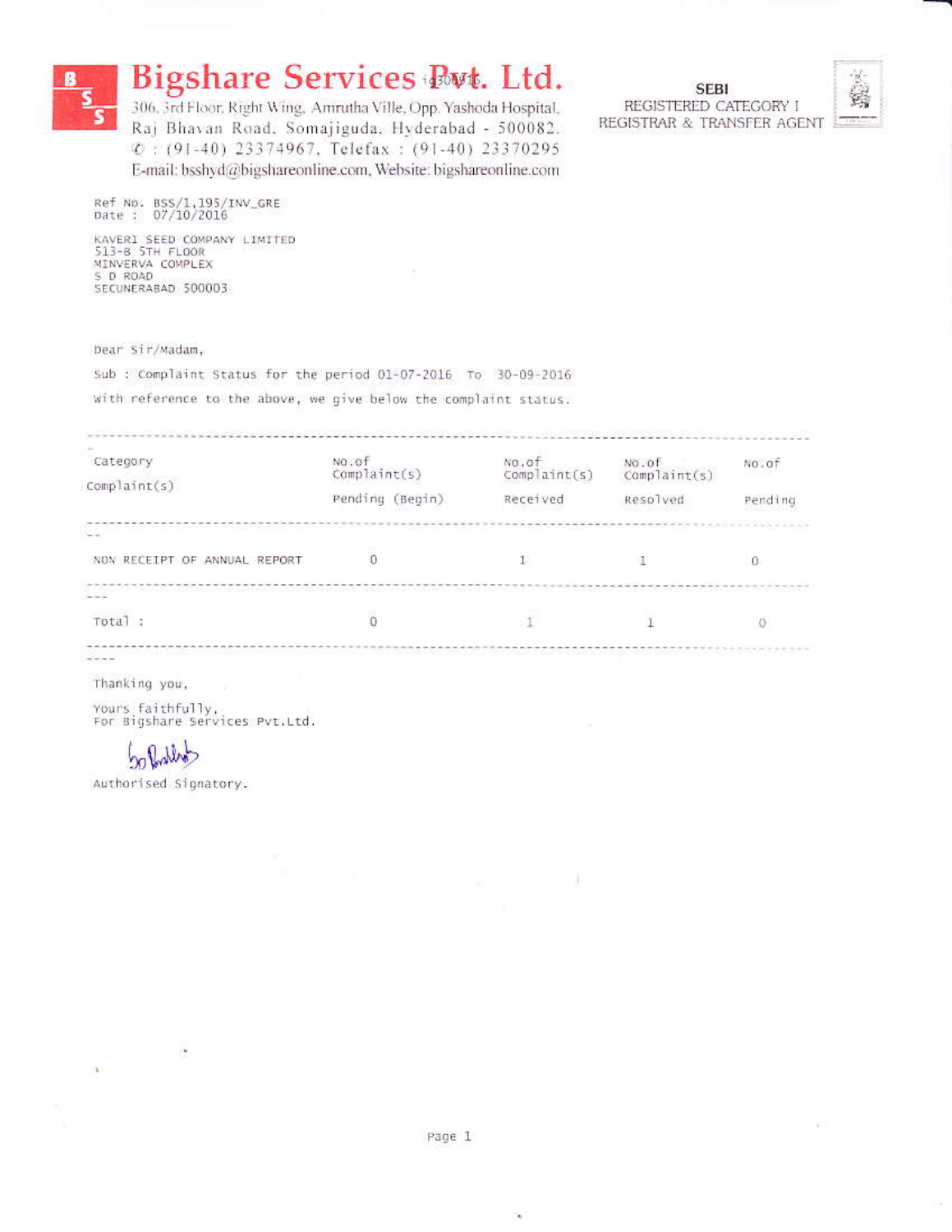# Bigshare Services Pvt. Ltd.

306, 3rd Floor, Right Wing, Amrutha Ville, Opp. Yashoda Hospital, Raj Bhavan Road, Somajiguda, Hyderabad - 500082.
✆ : (91-40) 23374967, Telefax : (91-40) 23370295
E-mail: bsshyd@bigshareonline.com, Website: bigshareonline.com

**SEBI**
REGISTERED CATEGORY I
REGISTRAR & TRANSFER AGENT

Ref No. BSS/1,195/INV_GRE
Date : 07/10/2016

KAVERI SEED COMPANY LIMITED
513-B 5TH FLOOR
MINVERVA COMPLEX
S D ROAD
SECUNERABAD 500003

Dear Sir/Madam,

Sub : Complaint Status for the period 01-07-2016 To 30-09-2016

With reference to the above, we give below the complaint status.

| Category Complaint(s) | No.of Complaint(s) Pending (Begin) | No.of Complaint(s) Received | No.of Complaint(s) Resolved | No.of Pending |
|---|---|---|---|---|
| NON RECEIPT OF ANNUAL REPORT | 0 | 1 | 1 | 0 |
| Total : | 0 | 1 | 1 | 0 |

Thanking you,

Yours faithfully,
For Bigshare Services Pvt.Ltd.

Authorised Signatory.